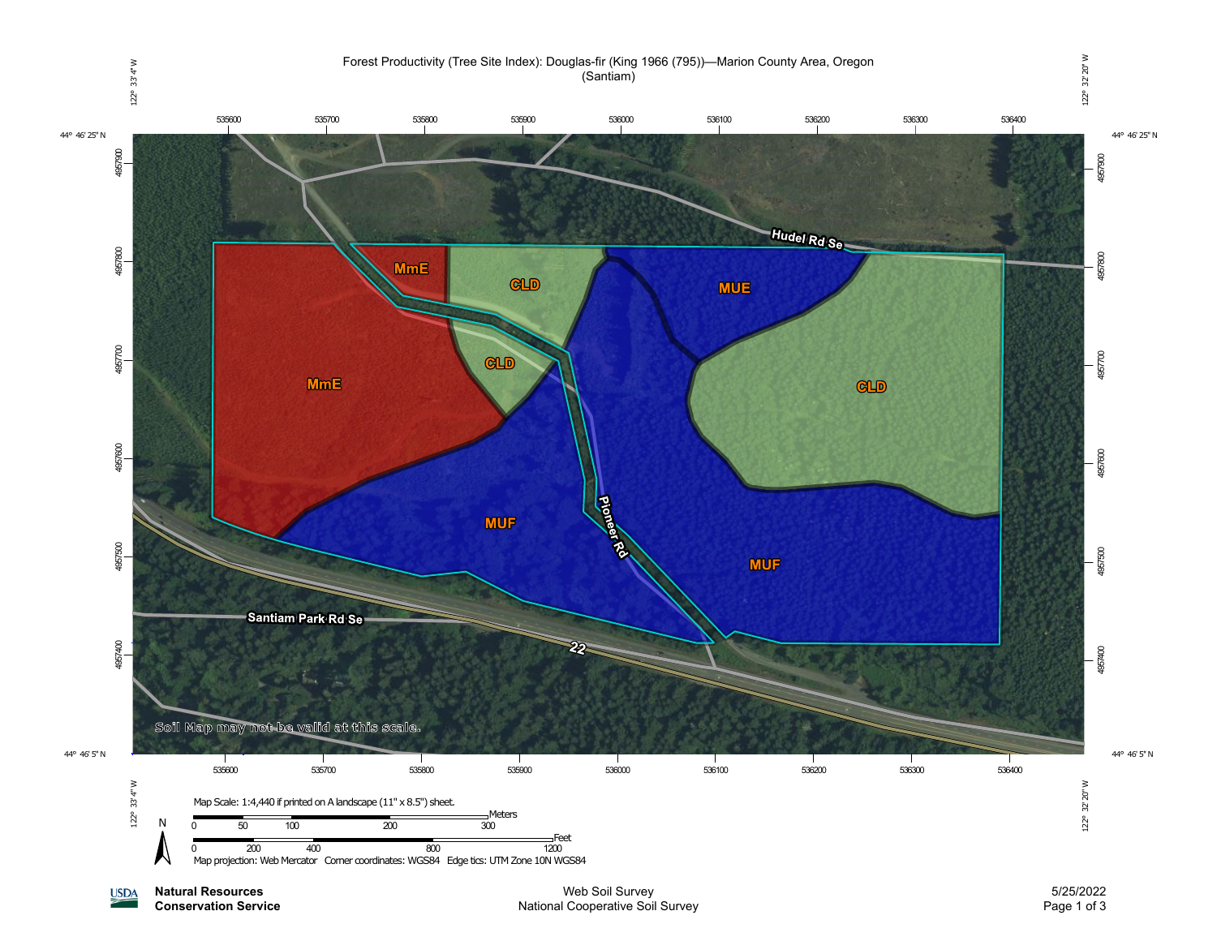Forest Productivity (Tree Site Index): Douglas-fir (King 1966 (795))—Marion County Area, Oregon (Santiam)

44° 46' 25" N

122° 33' 4" W

122° 32' 20" W

44° 46' 5" N

535600 535700 535800 535900 536000 536100 536200 536300 536400

4957900 4957800 4957700 4957600 4957500 4957400

MmE

CLD

MUE

CLD

MmE

CLD

MUF

MUF

Hudel Rd Se

Pioneer Rd

Santiam Park Rd Se

22

Soil Map may not be valid at this scale.

Map Scale: 1:4,440 if printed on A landscape (11" x 8.5") sheet.

Meters: 0 50 100 200 300

Feet: 0 200 400 800 1200

N

Map projection: Web Mercator Corner coordinates: WGS84 Edge tics: UTM Zone 10N WGS84

**Natural Resources Conservation Service**

Web Soil Survey
National Cooperative Soil Survey

5/25/2022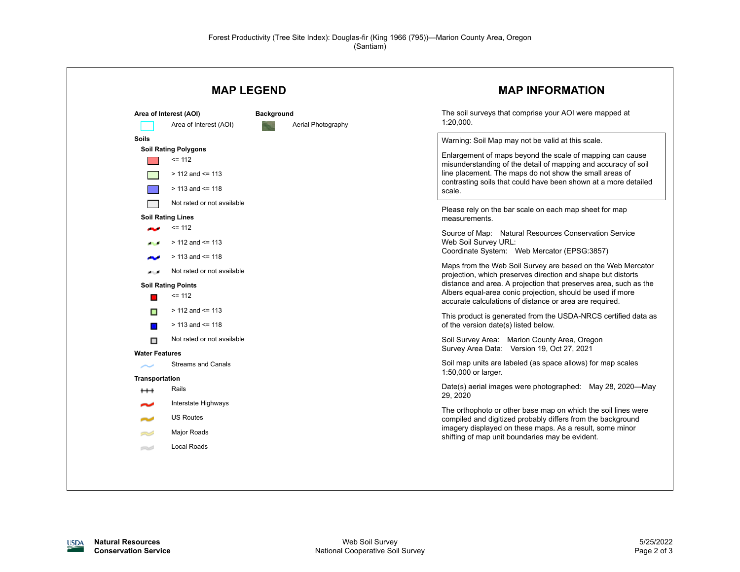Forest Productivity (Tree Site Index): Douglas-fir (King 1966 (795))—Marion County Area, Oregon (Santiam)

## MAP LEGEND

**Area of Interest (AOI)**

Area of Interest (AOI)

**Soils**

**Soil Rating Polygons**

<= 112

> 112 and <= 113

> 113 and <= 118

Not rated or not available

**Soil Rating Lines**

<= 112

> 112 and <= 113

> 113 and <= 118

Not rated or not available

**Soil Rating Points**

<= 112

> 112 and <= 113

> 113 and <= 118

Not rated or not available

**Water Features**

Streams and Canals

**Transportation**

Rails

Interstate Highways

US Routes

Major Roads

Local Roads

**Background**

Aerial Photography

## MAP INFORMATION

The soil surveys that comprise your AOI were mapped at 1:20,000.

Warning: Soil Map may not be valid at this scale.

Enlargement of maps beyond the scale of mapping can cause misunderstanding of the detail of mapping and accuracy of soil line placement. The maps do not show the small areas of contrasting soils that could have been shown at a more detailed scale.

Please rely on the bar scale on each map sheet for map measurements.

Source of Map: Natural Resources Conservation Service
Web Soil Survey URL:
Coordinate System: Web Mercator (EPSG:3857)

Maps from the Web Soil Survey are based on the Web Mercator projection, which preserves direction and shape but distorts distance and area. A projection that preserves area, such as the Albers equal-area conic projection, should be used if more accurate calculations of distance or area are required.

This product is generated from the USDA-NRCS certified data as of the version date(s) listed below.

Soil Survey Area: Marion County Area, Oregon
Survey Area Data: Version 19, Oct 27, 2021

Soil map units are labeled (as space allows) for map scales 1:50,000 or larger.

Date(s) aerial images were photographed: May 28, 2020—May 29, 2020

The orthophoto or other base map on which the soil lines were compiled and digitized probably differs from the background imagery displayed on these maps. As a result, some minor shifting of map unit boundaries may be evident.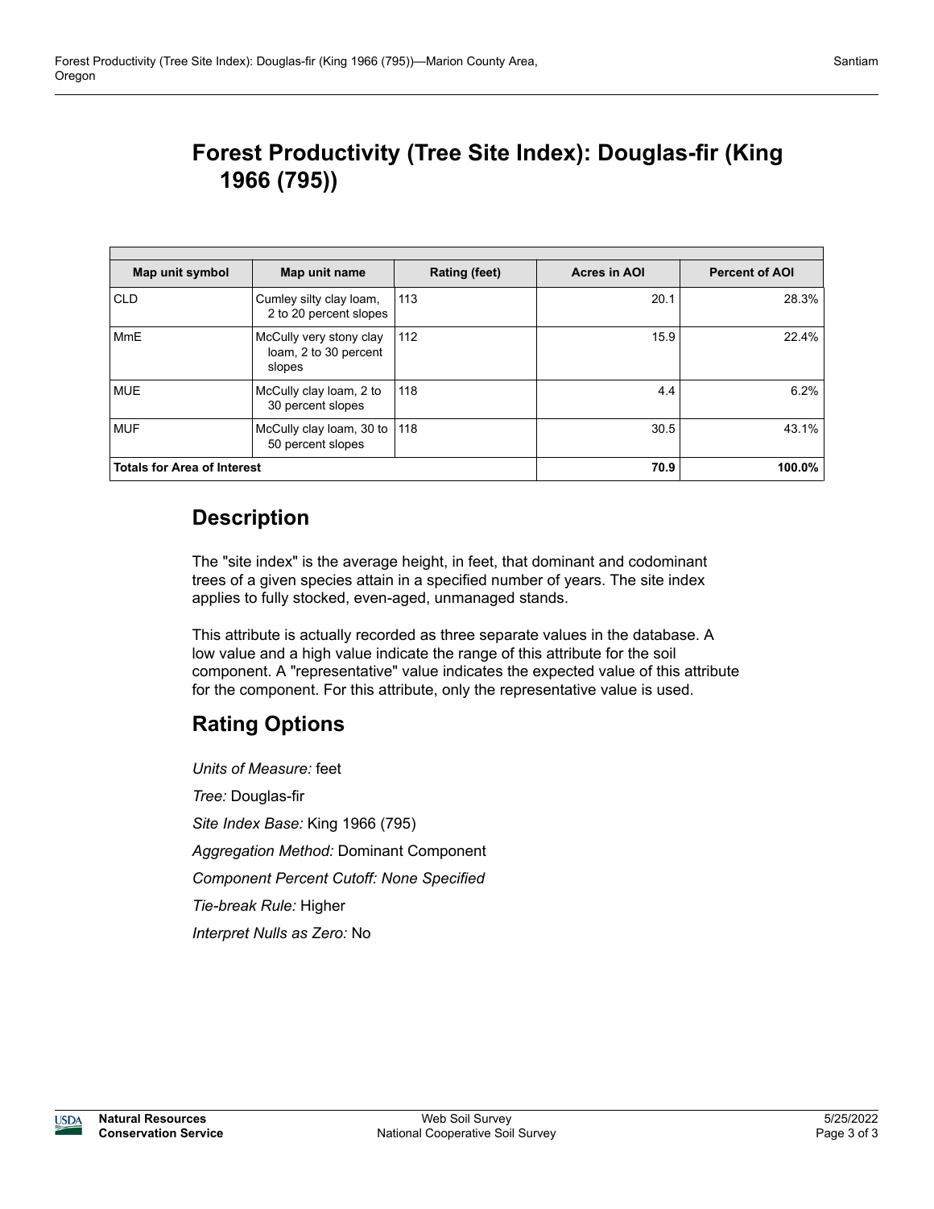# Forest Productivity (Tree Site Index): Douglas-fir (King 1966 (795))

| Map unit symbol | Map unit name | Rating (feet) | Acres in AOI | Percent of AOI |
|---|---|---|---|---|
| CLD | Cumley silty clay loam, 2 to 20 percent slopes | 113 | 20.1 | 28.3% |
| MmE | McCully very stony clay loam, 2 to 30 percent slopes | 112 | 15.9 | 22.4% |
| MUE | McCully clay loam, 2 to 30 percent slopes | 118 | 4.4 | 6.2% |
| MUF | McCully clay loam, 30 to 50 percent slopes | 118 | 30.5 | 43.1% |
| **Totals for Area of Interest** | | | **70.9** | **100.0%** |

## Description

The "site index" is the average height, in feet, that dominant and codominant trees of a given species attain in a specified number of years. The site index applies to fully stocked, even-aged, unmanaged stands.

This attribute is actually recorded as three separate values in the database. A low value and a high value indicate the range of this attribute for the soil component. A "representative" value indicates the expected value of this attribute for the component. For this attribute, only the representative value is used.

## Rating Options

*Units of Measure:* feet

*Tree:* Douglas-fir

*Site Index Base:* King 1966 (795)

*Aggregation Method:* Dominant Component

*Component Percent Cutoff: None Specified*

*Tie-break Rule:* Higher

*Interpret Nulls as Zero:* No